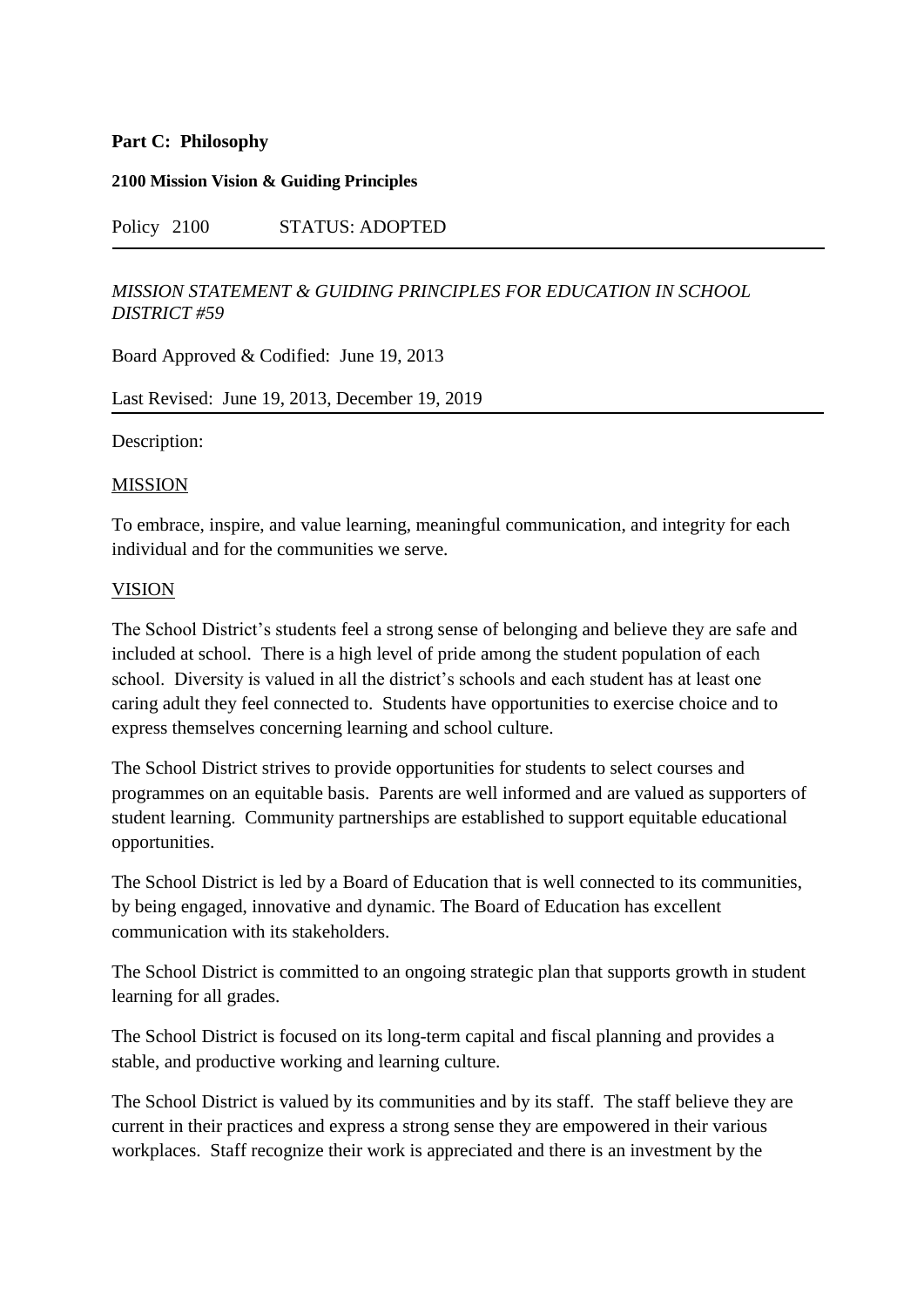**Part C: Philosophy**

**2100 Mission Vision & Guiding Principles**

Policy 2100 STATUS: ADOPTED

---

*MISSION STATEMENT & GUIDING PRINCIPLES FOR EDUCATION IN SCHOOL DISTRICT #59*

Board Approved & Codified: June 19, 2013

Last Revised: June 19, 2013, December 19, 2019

---

Description:

MISSION

To embrace, inspire, and value learning, meaningful communication, and integrity for each individual and for the communities we serve.

VISION

The School District's students feel a strong sense of belonging and believe they are safe and included at school. There is a high level of pride among the student population of each school. Diversity is valued in all the district's schools and each student has at least one caring adult they feel connected to. Students have opportunities to exercise choice and to express themselves concerning learning and school culture.

The School District strives to provide opportunities for students to select courses and programmes on an equitable basis. Parents are well informed and are valued as supporters of student learning. Community partnerships are established to support equitable educational opportunities.

The School District is led by a Board of Education that is well connected to its communities, by being engaged, innovative and dynamic. The Board of Education has excellent communication with its stakeholders.

The School District is committed to an ongoing strategic plan that supports growth in student learning for all grades.

The School District is focused on its long-term capital and fiscal planning and provides a stable, and productive working and learning culture.

The School District is valued by its communities and by its staff. The staff believe they are current in their practices and express a strong sense they are empowered in their various workplaces. Staff recognize their work is appreciated and there is an investment by the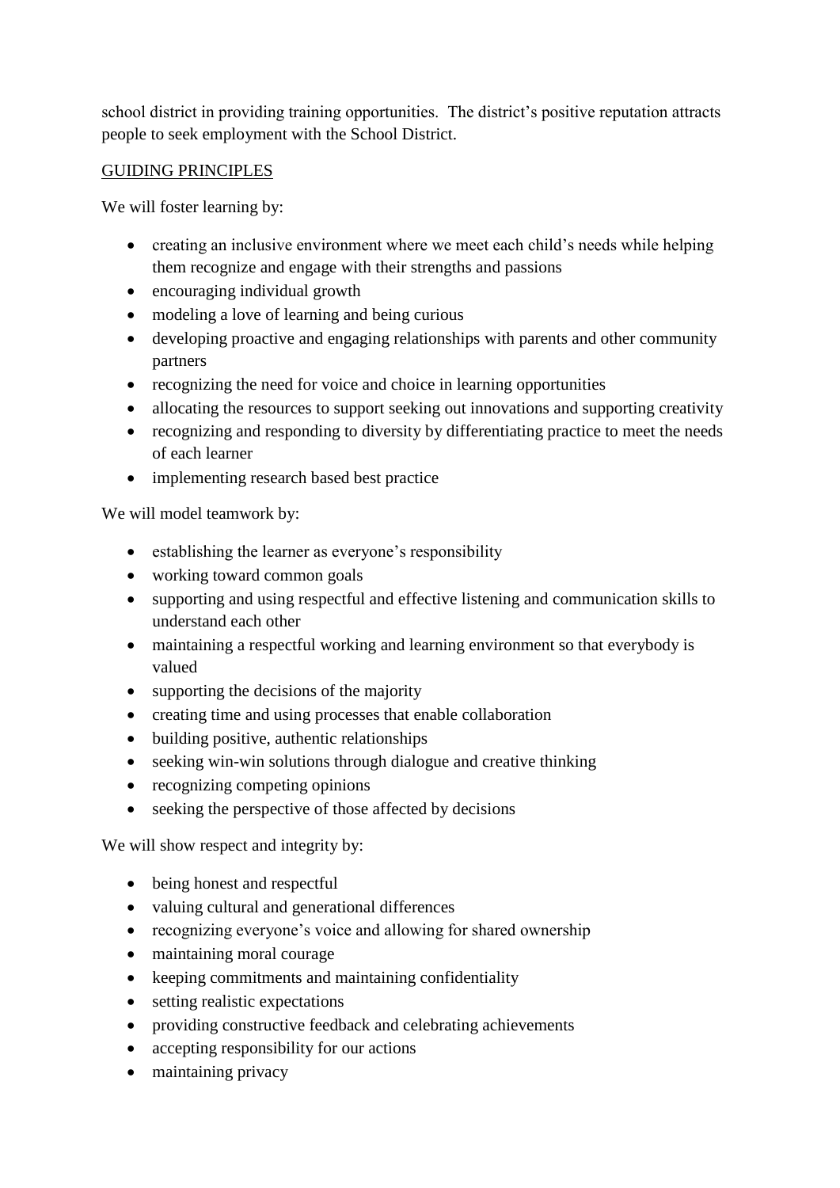school district in providing training opportunities. The district's positive reputation attracts people to seek employment with the School District.

## GUIDING PRINCIPLES

We will foster learning by:

- creating an inclusive environment where we meet each child's needs while helping them recognize and engage with their strengths and passions
- encouraging individual growth
- modeling a love of learning and being curious
- developing proactive and engaging relationships with parents and other community partners
- recognizing the need for voice and choice in learning opportunities
- allocating the resources to support seeking out innovations and supporting creativity
- recognizing and responding to diversity by differentiating practice to meet the needs of each learner
- implementing research based best practice

We will model teamwork by:

- establishing the learner as everyone's responsibility
- working toward common goals
- supporting and using respectful and effective listening and communication skills to understand each other
- maintaining a respectful working and learning environment so that everybody is valued
- supporting the decisions of the majority
- creating time and using processes that enable collaboration
- building positive, authentic relationships
- seeking win-win solutions through dialogue and creative thinking
- recognizing competing opinions
- seeking the perspective of those affected by decisions

We will show respect and integrity by:

- being honest and respectful
- valuing cultural and generational differences
- recognizing everyone's voice and allowing for shared ownership
- maintaining moral courage
- keeping commitments and maintaining confidentiality
- setting realistic expectations
- providing constructive feedback and celebrating achievements
- accepting responsibility for our actions
- maintaining privacy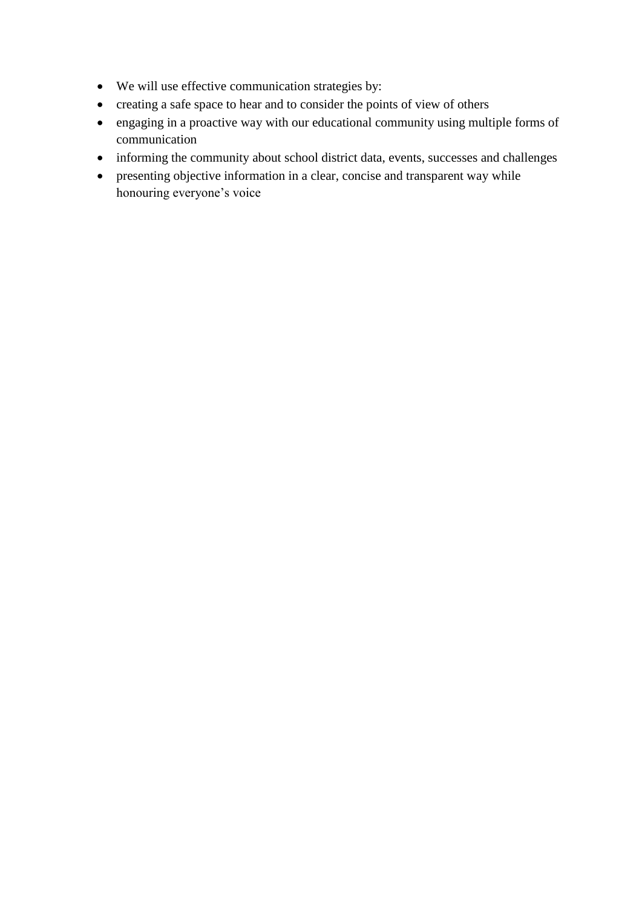- We will use effective communication strategies by:
- creating a safe space to hear and to consider the points of view of others
- engaging in a proactive way with our educational community using multiple forms of communication
- informing the community about school district data, events, successes and challenges
- presenting objective information in a clear, concise and transparent way while honouring everyone's voice